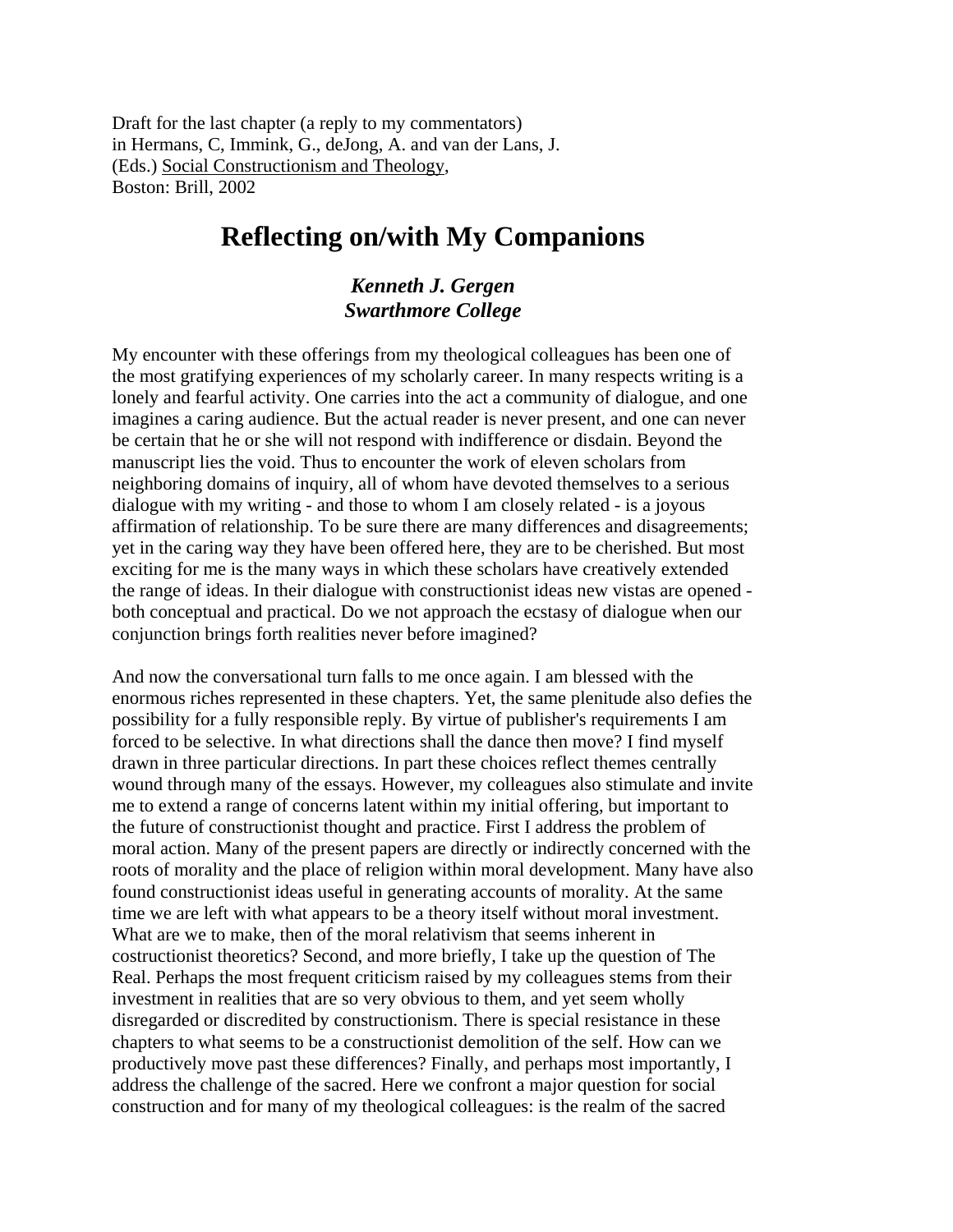Draft for the last chapter (a reply to my commentators)
in Hermans, C, Immink, G., deJong, A. and van der Lans, J.
(Eds.) Social Constructionism and Theology,
Boston: Brill, 2002

# Reflecting on/with My Companions

***Kenneth J. Gergen***
***Swarthmore College***

My encounter with these offerings from my theological colleagues has been one of the most gratifying experiences of my scholarly career. In many respects writing is a lonely and fearful activity. One carries into the act a community of dialogue, and one imagines a caring audience. But the actual reader is never present, and one can never be certain that he or she will not respond with indifference or disdain. Beyond the manuscript lies the void. Thus to encounter the work of eleven scholars from neighboring domains of inquiry, all of whom have devoted themselves to a serious dialogue with my writing - and those to whom I am closely related - is a joyous affirmation of relationship. To be sure there are many differences and disagreements; yet in the caring way they have been offered here, they are to be cherished. But most exciting for me is the many ways in which these scholars have creatively extended the range of ideas. In their dialogue with constructionist ideas new vistas are opened - both conceptual and practical. Do we not approach the ecstasy of dialogue when our conjunction brings forth realities never before imagined?

And now the conversational turn falls to me once again. I am blessed with the enormous riches represented in these chapters. Yet, the same plenitude also defies the possibility for a fully responsible reply. By virtue of publisher's requirements I am forced to be selective. In what directions shall the dance then move? I find myself drawn in three particular directions. In part these choices reflect themes centrally wound through many of the essays. However, my colleagues also stimulate and invite me to extend a range of concerns latent within my initial offering, but important to the future of constructionist thought and practice. First I address the problem of moral action. Many of the present papers are directly or indirectly concerned with the roots of morality and the place of religion within moral development. Many have also found constructionist ideas useful in generating accounts of morality. At the same time we are left with what appears to be a theory itself without moral investment. What are we to make, then of the moral relativism that seems inherent in costructionist theoretics? Second, and more briefly, I take up the question of The Real. Perhaps the most frequent criticism raised by my colleagues stems from their investment in realities that are so very obvious to them, and yet seem wholly disregarded or discredited by constructionism. There is special resistance in these chapters to what seems to be a constructionist demolition of the self. How can we productively move past these differences? Finally, and perhaps most importantly, I address the challenge of the sacred. Here we confront a major question for social construction and for many of my theological colleagues: is the realm of the sacred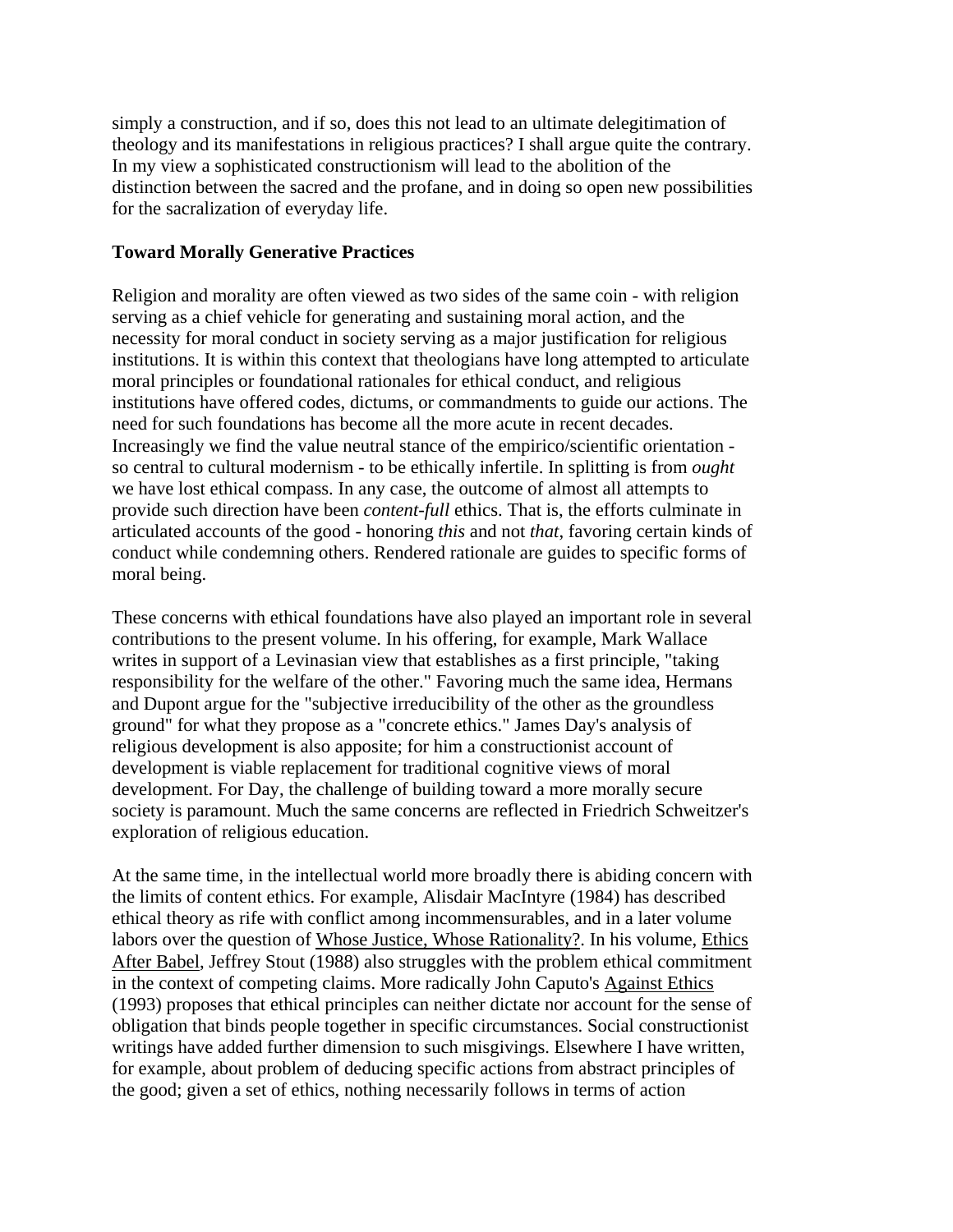simply a construction, and if so, does this not lead to an ultimate delegitimation of theology and its manifestations in religious practices? I shall argue quite the contrary. In my view a sophisticated constructionism will lead to the abolition of the distinction between the sacred and the profane, and in doing so open new possibilities for the sacralization of everyday life.

**Toward Morally Generative Practices**

Religion and morality are often viewed as two sides of the same coin - with religion serving as a chief vehicle for generating and sustaining moral action, and the necessity for moral conduct in society serving as a major justification for religious institutions. It is within this context that theologians have long attempted to articulate moral principles or foundational rationales for ethical conduct, and religious institutions have offered codes, dictums, or commandments to guide our actions. The need for such foundations has become all the more acute in recent decades. Increasingly we find the value neutral stance of the empirico/scientific orientation - so central to cultural modernism - to be ethically infertile. In splitting is from *ought* we have lost ethical compass. In any case, the outcome of almost all attempts to provide such direction have been *content-full* ethics. That is, the efforts culminate in articulated accounts of the good - honoring *this* and not *that*, favoring certain kinds of conduct while condemning others. Rendered rationale are guides to specific forms of moral being.

These concerns with ethical foundations have also played an important role in several contributions to the present volume. In his offering, for example, Mark Wallace writes in support of a Levinasian view that establishes as a first principle, "taking responsibility for the welfare of the other." Favoring much the same idea, Hermans and Dupont argue for the "subjective irreducibility of the other as the groundless ground" for what they propose as a "concrete ethics." James Day's analysis of religious development is also apposite; for him a constructionist account of development is viable replacement for traditional cognitive views of moral development. For Day, the challenge of building toward a more morally secure society is paramount. Much the same concerns are reflected in Friedrich Schweitzer's exploration of religious education.

At the same time, in the intellectual world more broadly there is abiding concern with the limits of content ethics. For example, Alisdair MacIntyre (1984) has described ethical theory as rife with conflict among incommensurables, and in a later volume labors over the question of <u>Whose Justice, Whose Rationality?</u>. In his volume, <u>Ethics After Babel</u>, Jeffrey Stout (1988) also struggles with the problem ethical commitment in the context of competing claims. More radically John Caputo's <u>Against Ethics</u> (1993) proposes that ethical principles can neither dictate nor account for the sense of obligation that binds people together in specific circumstances. Social constructionist writings have added further dimension to such misgivings. Elsewhere I have written, for example, about problem of deducing specific actions from abstract principles of the good; given a set of ethics, nothing necessarily follows in terms of action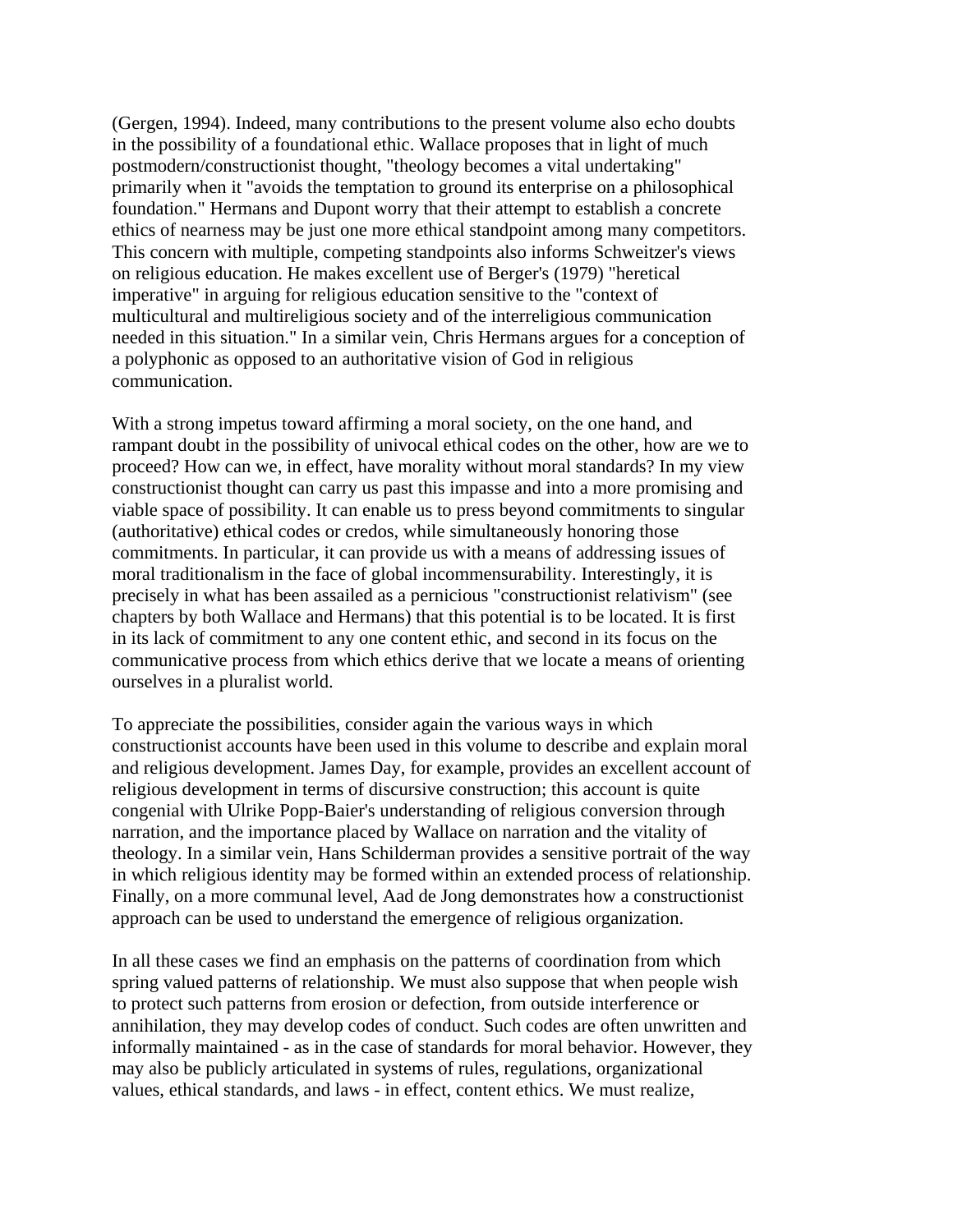(Gergen, 1994). Indeed, many contributions to the present volume also echo doubts in the possibility of a foundational ethic. Wallace proposes that in light of much postmodern/constructionist thought, "theology becomes a vital undertaking" primarily when it "avoids the temptation to ground its enterprise on a philosophical foundation." Hermans and Dupont worry that their attempt to establish a concrete ethics of nearness may be just one more ethical standpoint among many competitors. This concern with multiple, competing standpoints also informs Schweitzer's views on religious education. He makes excellent use of Berger's (1979) "heretical imperative" in arguing for religious education sensitive to the "context of multicultural and multireligious society and of the interreligious communication needed in this situation." In a similar vein, Chris Hermans argues for a conception of a polyphonic as opposed to an authoritative vision of God in religious communication.

With a strong impetus toward affirming a moral society, on the one hand, and rampant doubt in the possibility of univocal ethical codes on the other, how are we to proceed? How can we, in effect, have morality without moral standards? In my view constructionist thought can carry us past this impasse and into a more promising and viable space of possibility. It can enable us to press beyond commitments to singular (authoritative) ethical codes or credos, while simultaneously honoring those commitments. In particular, it can provide us with a means of addressing issues of moral traditionalism in the face of global incommensurability. Interestingly, it is precisely in what has been assailed as a pernicious "constructionist relativism" (see chapters by both Wallace and Hermans) that this potential is to be located. It is first in its lack of commitment to any one content ethic, and second in its focus on the communicative process from which ethics derive that we locate a means of orienting ourselves in a pluralist world.

To appreciate the possibilities, consider again the various ways in which constructionist accounts have been used in this volume to describe and explain moral and religious development. James Day, for example, provides an excellent account of religious development in terms of discursive construction; this account is quite congenial with Ulrike Popp-Baier's understanding of religious conversion through narration, and the importance placed by Wallace on narration and the vitality of theology. In a similar vein, Hans Schilderman provides a sensitive portrait of the way in which religious identity may be formed within an extended process of relationship. Finally, on a more communal level, Aad de Jong demonstrates how a constructionist approach can be used to understand the emergence of religious organization.

In all these cases we find an emphasis on the patterns of coordination from which spring valued patterns of relationship. We must also suppose that when people wish to protect such patterns from erosion or defection, from outside interference or annihilation, they may develop codes of conduct. Such codes are often unwritten and informally maintained - as in the case of standards for moral behavior. However, they may also be publicly articulated in systems of rules, regulations, organizational values, ethical standards, and laws - in effect, content ethics. We must realize,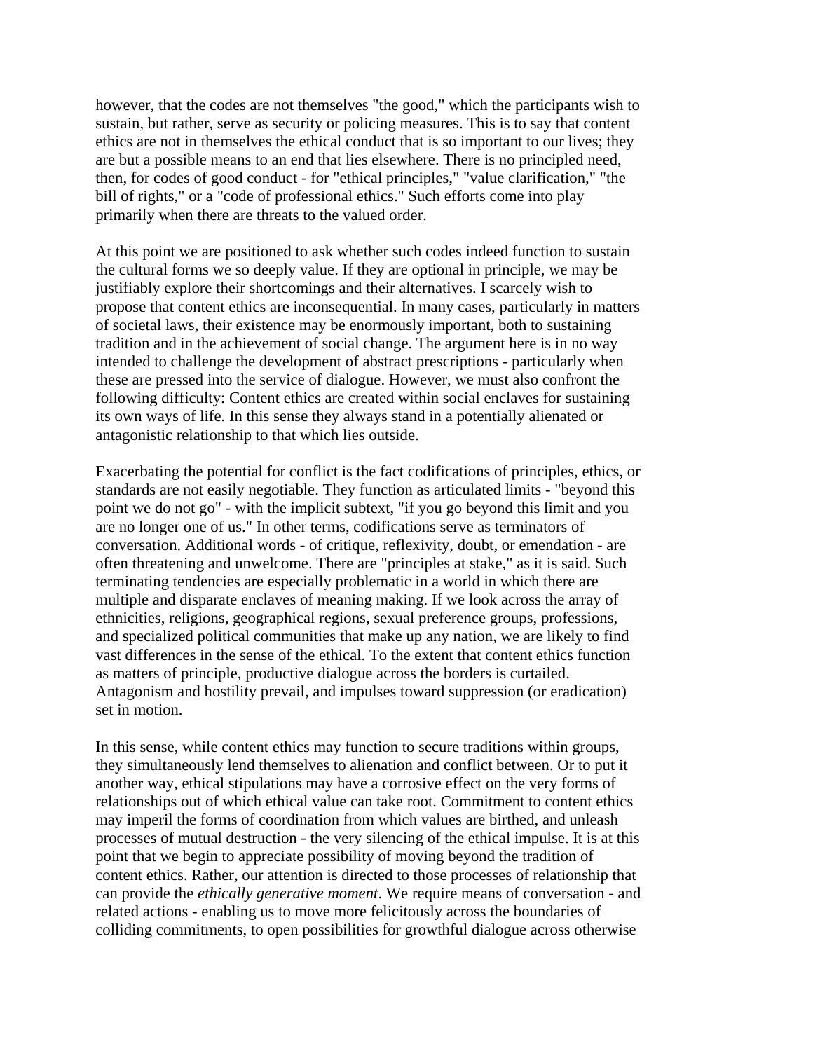however, that the codes are not themselves "the good," which the participants wish to sustain, but rather, serve as security or policing measures. This is to say that content ethics are not in themselves the ethical conduct that is so important to our lives; they are but a possible means to an end that lies elsewhere. There is no principled need, then, for codes of good conduct - for "ethical principles," "value clarification," "the bill of rights," or a "code of professional ethics." Such efforts come into play primarily when there are threats to the valued order.

At this point we are positioned to ask whether such codes indeed function to sustain the cultural forms we so deeply value. If they are optional in principle, we may be justifiably explore their shortcomings and their alternatives. I scarcely wish to propose that content ethics are inconsequential. In many cases, particularly in matters of societal laws, their existence may be enormously important, both to sustaining tradition and in the achievement of social change. The argument here is in no way intended to challenge the development of abstract prescriptions - particularly when these are pressed into the service of dialogue. However, we must also confront the following difficulty: Content ethics are created within social enclaves for sustaining its own ways of life. In this sense they always stand in a potentially alienated or antagonistic relationship to that which lies outside.

Exacerbating the potential for conflict is the fact codifications of principles, ethics, or standards are not easily negotiable. They function as articulated limits - "beyond this point we do not go" - with the implicit subtext, "if you go beyond this limit and you are no longer one of us." In other terms, codifications serve as terminators of conversation. Additional words - of critique, reflexivity, doubt, or emendation - are often threatening and unwelcome. There are "principles at stake," as it is said. Such terminating tendencies are especially problematic in a world in which there are multiple and disparate enclaves of meaning making. If we look across the array of ethnicities, religions, geographical regions, sexual preference groups, professions, and specialized political communities that make up any nation, we are likely to find vast differences in the sense of the ethical. To the extent that content ethics function as matters of principle, productive dialogue across the borders is curtailed. Antagonism and hostility prevail, and impulses toward suppression (or eradication) set in motion.

In this sense, while content ethics may function to secure traditions within groups, they simultaneously lend themselves to alienation and conflict between. Or to put it another way, ethical stipulations may have a corrosive effect on the very forms of relationships out of which ethical value can take root. Commitment to content ethics may imperil the forms of coordination from which values are birthed, and unleash processes of mutual destruction - the very silencing of the ethical impulse. It is at this point that we begin to appreciate possibility of moving beyond the tradition of content ethics. Rather, our attention is directed to those processes of relationship that can provide the *ethically generative moment*. We require means of conversation - and related actions - enabling us to move more felicitously across the boundaries of colliding commitments, to open possibilities for growthful dialogue across otherwise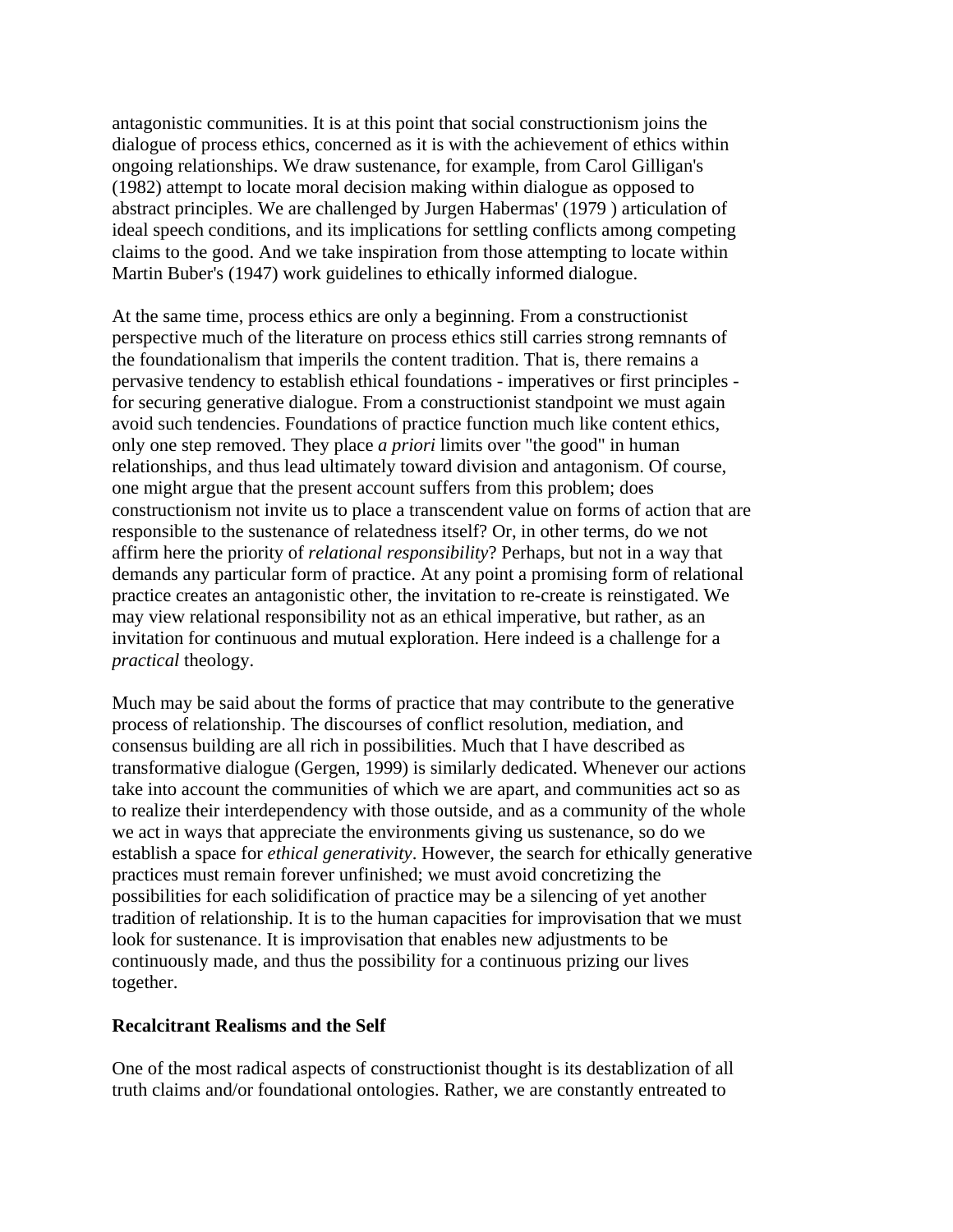antagonistic communities. It is at this point that social constructionism joins the dialogue of process ethics, concerned as it is with the achievement of ethics within ongoing relationships. We draw sustenance, for example, from Carol Gilligan's (1982) attempt to locate moral decision making within dialogue as opposed to abstract principles. We are challenged by Jurgen Habermas' (1979 ) articulation of ideal speech conditions, and its implications for settling conflicts among competing claims to the good. And we take inspiration from those attempting to locate within Martin Buber's (1947) work guidelines to ethically informed dialogue.

At the same time, process ethics are only a beginning. From a constructionist perspective much of the literature on process ethics still carries strong remnants of the foundationalism that imperils the content tradition. That is, there remains a pervasive tendency to establish ethical foundations - imperatives or first principles - for securing generative dialogue. From a constructionist standpoint we must again avoid such tendencies. Foundations of practice function much like content ethics, only one step removed. They place *a priori* limits over "the good" in human relationships, and thus lead ultimately toward division and antagonism. Of course, one might argue that the present account suffers from this problem; does constructionism not invite us to place a transcendent value on forms of action that are responsible to the sustenance of relatedness itself? Or, in other terms, do we not affirm here the priority of *relational responsibility*? Perhaps, but not in a way that demands any particular form of practice. At any point a promising form of relational practice creates an antagonistic other, the invitation to re-create is reinstigated. We may view relational responsibility not as an ethical imperative, but rather, as an invitation for continuous and mutual exploration. Here indeed is a challenge for a *practical* theology.

Much may be said about the forms of practice that may contribute to the generative process of relationship. The discourses of conflict resolution, mediation, and consensus building are all rich in possibilities. Much that I have described as transformative dialogue (Gergen, 1999) is similarly dedicated. Whenever our actions take into account the communities of which we are apart, and communities act so as to realize their interdependency with those outside, and as a community of the whole we act in ways that appreciate the environments giving us sustenance, so do we establish a space for *ethical generativity*. However, the search for ethically generative practices must remain forever unfinished; we must avoid concretizing the possibilities for each solidification of practice may be a silencing of yet another tradition of relationship. It is to the human capacities for improvisation that we must look for sustenance. It is improvisation that enables new adjustments to be continuously made, and thus the possibility for a continuous prizing our lives together.

**Recalcitrant Realisms and the Self**

One of the most radical aspects of constructionist thought is its destablization of all truth claims and/or foundational ontologies. Rather, we are constantly entreated to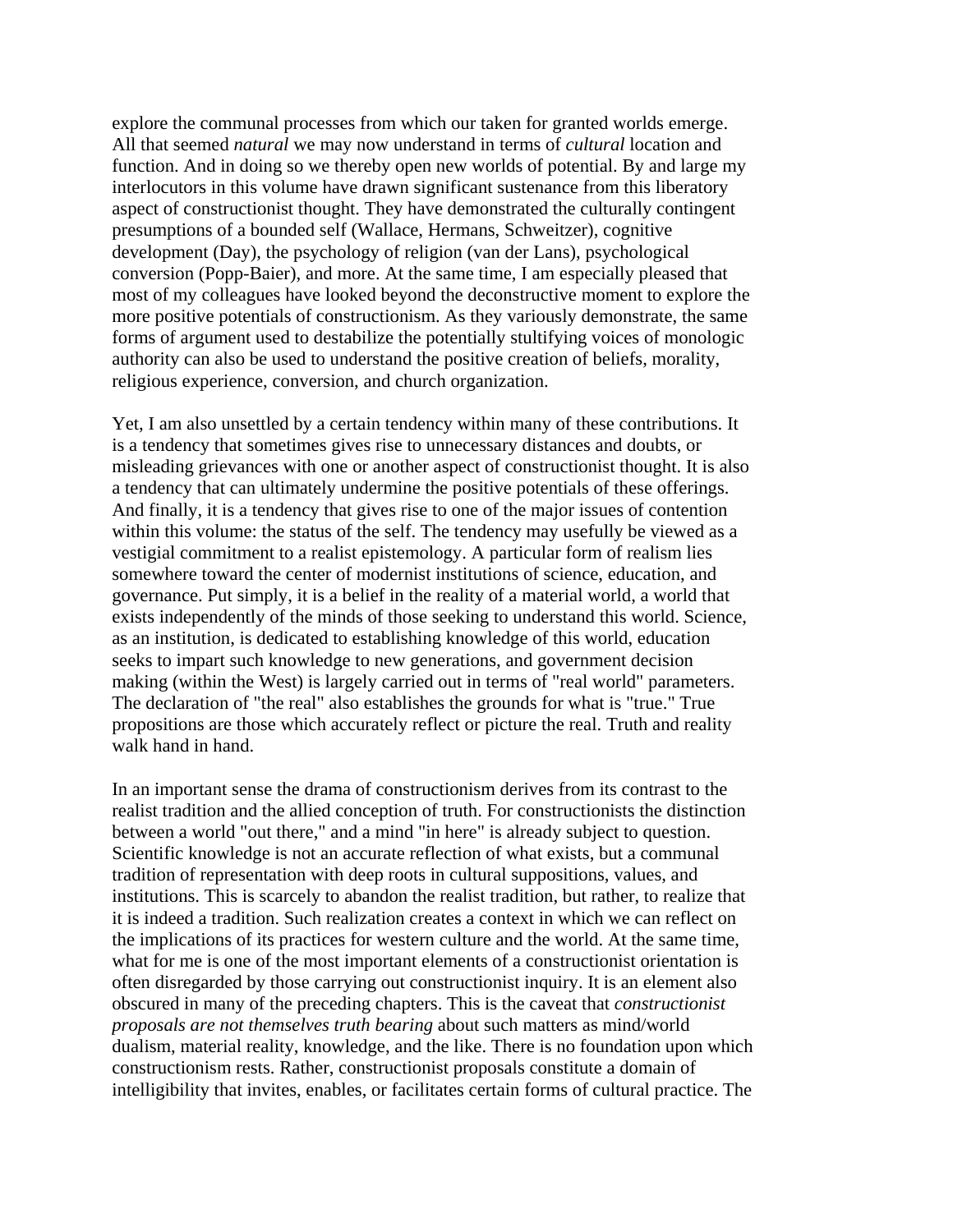explore the communal processes from which our taken for granted worlds emerge. All that seemed *natural* we may now understand in terms of *cultural* location and function. And in doing so we thereby open new worlds of potential. By and large my interlocutors in this volume have drawn significant sustenance from this liberatory aspect of constructionist thought. They have demonstrated the culturally contingent presumptions of a bounded self (Wallace, Hermans, Schweitzer), cognitive development (Day), the psychology of religion (van der Lans), psychological conversion (Popp-Baier), and more. At the same time, I am especially pleased that most of my colleagues have looked beyond the deconstructive moment to explore the more positive potentials of constructionism. As they variously demonstrate, the same forms of argument used to destabilize the potentially stultifying voices of monologic authority can also be used to understand the positive creation of beliefs, morality, religious experience, conversion, and church organization.

Yet, I am also unsettled by a certain tendency within many of these contributions. It is a tendency that sometimes gives rise to unnecessary distances and doubts, or misleading grievances with one or another aspect of constructionist thought. It is also a tendency that can ultimately undermine the positive potentials of these offerings. And finally, it is a tendency that gives rise to one of the major issues of contention within this volume: the status of the self. The tendency may usefully be viewed as a vestigial commitment to a realist epistemology. A particular form of realism lies somewhere toward the center of modernist institutions of science, education, and governance. Put simply, it is a belief in the reality of a material world, a world that exists independently of the minds of those seeking to understand this world. Science, as an institution, is dedicated to establishing knowledge of this world, education seeks to impart such knowledge to new generations, and government decision making (within the West) is largely carried out in terms of "real world" parameters. The declaration of "the real" also establishes the grounds for what is "true." True propositions are those which accurately reflect or picture the real. Truth and reality walk hand in hand.

In an important sense the drama of constructionism derives from its contrast to the realist tradition and the allied conception of truth. For constructionists the distinction between a world "out there," and a mind "in here" is already subject to question. Scientific knowledge is not an accurate reflection of what exists, but a communal tradition of representation with deep roots in cultural suppositions, values, and institutions. This is scarcely to abandon the realist tradition, but rather, to realize that it is indeed a tradition. Such realization creates a context in which we can reflect on the implications of its practices for western culture and the world. At the same time, what for me is one of the most important elements of a constructionist orientation is often disregarded by those carrying out constructionist inquiry. It is an element also obscured in many of the preceding chapters. This is the caveat that *constructionist proposals are not themselves truth bearing* about such matters as mind/world dualism, material reality, knowledge, and the like. There is no foundation upon which constructionism rests. Rather, constructionist proposals constitute a domain of intelligibility that invites, enables, or facilitates certain forms of cultural practice. The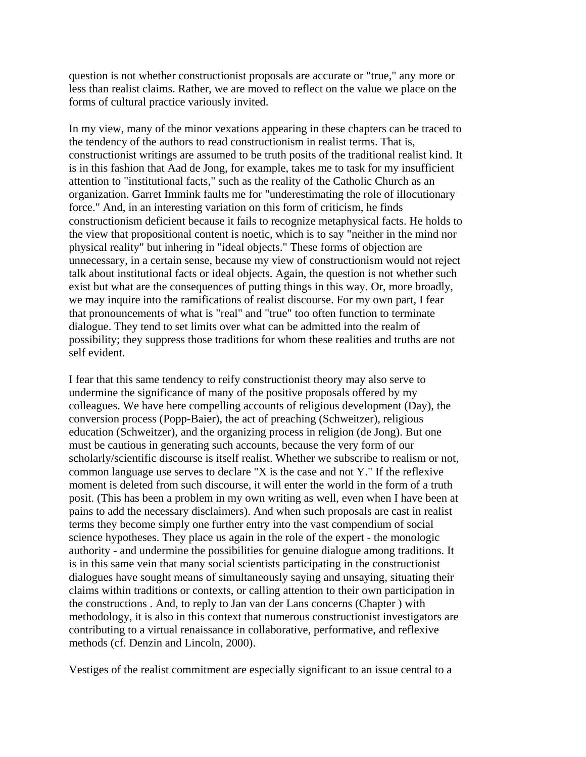question is not whether constructionist proposals are accurate or "true," any more or less than realist claims. Rather, we are moved to reflect on the value we place on the forms of cultural practice variously invited.

In my view, many of the minor vexations appearing in these chapters can be traced to the tendency of the authors to read constructionism in realist terms. That is, constructionist writings are assumed to be truth posits of the traditional realist kind. It is in this fashion that Aad de Jong, for example, takes me to task for my insufficient attention to "institutional facts," such as the reality of the Catholic Church as an organization. Garret Immink faults me for "underestimating the role of illocutionary force." And, in an interesting variation on this form of criticism, he finds constructionism deficient because it fails to recognize metaphysical facts. He holds to the view that propositional content is noetic, which is to say "neither in the mind nor physical reality" but inhering in "ideal objects." These forms of objection are unnecessary, in a certain sense, because my view of constructionism would not reject talk about institutional facts or ideal objects. Again, the question is not whether such exist but what are the consequences of putting things in this way. Or, more broadly, we may inquire into the ramifications of realist discourse. For my own part, I fear that pronouncements of what is "real" and "true" too often function to terminate dialogue. They tend to set limits over what can be admitted into the realm of possibility; they suppress those traditions for whom these realities and truths are not self evident.

I fear that this same tendency to reify constructionist theory may also serve to undermine the significance of many of the positive proposals offered by my colleagues. We have here compelling accounts of religious development (Day), the conversion process (Popp-Baier), the act of preaching (Schweitzer), religious education (Schweitzer), and the organizing process in religion (de Jong). But one must be cautious in generating such accounts, because the very form of our scholarly/scientific discourse is itself realist. Whether we subscribe to realism or not, common language use serves to declare "X is the case and not Y." If the reflexive moment is deleted from such discourse, it will enter the world in the form of a truth posit. (This has been a problem in my own writing as well, even when I have been at pains to add the necessary disclaimers). And when such proposals are cast in realist terms they become simply one further entry into the vast compendium of social science hypotheses. They place us again in the role of the expert - the monologic authority - and undermine the possibilities for genuine dialogue among traditions. It is in this same vein that many social scientists participating in the constructionist dialogues have sought means of simultaneously saying and unsaying, situating their claims within traditions or contexts, or calling attention to their own participation in the constructions . And, to reply to Jan van der Lans concerns (Chapter ) with methodology, it is also in this context that numerous constructionist investigators are contributing to a virtual renaissance in collaborative, performative, and reflexive methods (cf. Denzin and Lincoln, 2000).

Vestiges of the realist commitment are especially significant to an issue central to a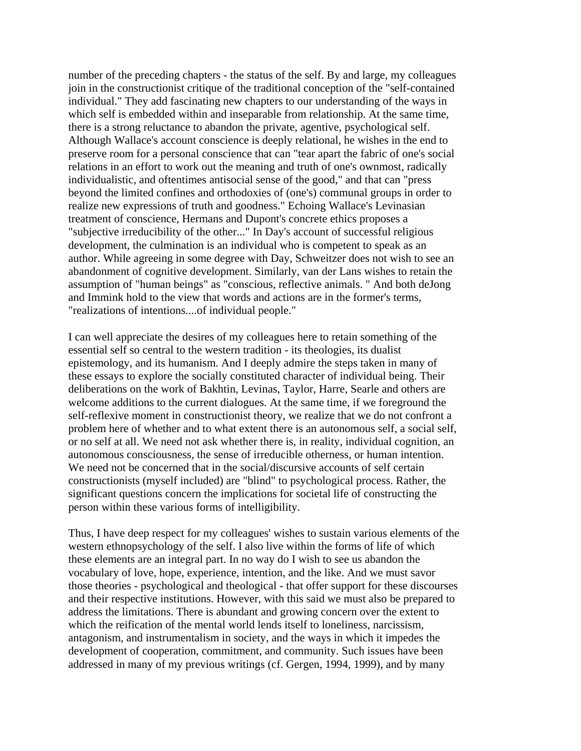number of the preceding chapters - the status of the self. By and large, my colleagues join in the constructionist critique of the traditional conception of the "self-contained individual." They add fascinating new chapters to our understanding of the ways in which self is embedded within and inseparable from relationship. At the same time, there is a strong reluctance to abandon the private, agentive, psychological self. Although Wallace's account conscience is deeply relational, he wishes in the end to preserve room for a personal conscience that can "tear apart the fabric of one's social relations in an effort to work out the meaning and truth of one's ownmost, radically individualistic, and oftentimes antisocial sense of the good," and that can "press beyond the limited confines and orthodoxies of (one's) communal groups in order to realize new expressions of truth and goodness." Echoing Wallace's Levinasian treatment of conscience, Hermans and Dupont's concrete ethics proposes a "subjective irreducibility of the other..." In Day's account of successful religious development, the culmination is an individual who is competent to speak as an author. While agreeing in some degree with Day, Schweitzer does not wish to see an abandonment of cognitive development. Similarly, van der Lans wishes to retain the assumption of "human beings" as "conscious, reflective animals. " And both deJong and Immink hold to the view that words and actions are in the former's terms, "realizations of intentions....of individual people."

I can well appreciate the desires of my colleagues here to retain something of the essential self so central to the western tradition - its theologies, its dualist epistemology, and its humanism. And I deeply admire the steps taken in many of these essays to explore the socially constituted character of individual being. Their deliberations on the work of Bakhtin, Levinas, Taylor, Harre, Searle and others are welcome additions to the current dialogues. At the same time, if we foreground the self-reflexive moment in constructionist theory, we realize that we do not confront a problem here of whether and to what extent there is an autonomous self, a social self, or no self at all. We need not ask whether there is, in reality, individual cognition, an autonomous consciousness, the sense of irreducible otherness, or human intention. We need not be concerned that in the social/discursive accounts of self certain constructionists (myself included) are "blind" to psychological process. Rather, the significant questions concern the implications for societal life of constructing the person within these various forms of intelligibility.

Thus, I have deep respect for my colleagues' wishes to sustain various elements of the western ethnopsychology of the self. I also live within the forms of life of which these elements are an integral part. In no way do I wish to see us abandon the vocabulary of love, hope, experience, intention, and the like. And we must savor those theories - psychological and theological - that offer support for these discourses and their respective institutions. However, with this said we must also be prepared to address the limitations. There is abundant and growing concern over the extent to which the reification of the mental world lends itself to loneliness, narcissism, antagonism, and instrumentalism in society, and the ways in which it impedes the development of cooperation, commitment, and community. Such issues have been addressed in many of my previous writings (cf. Gergen, 1994, 1999), and by many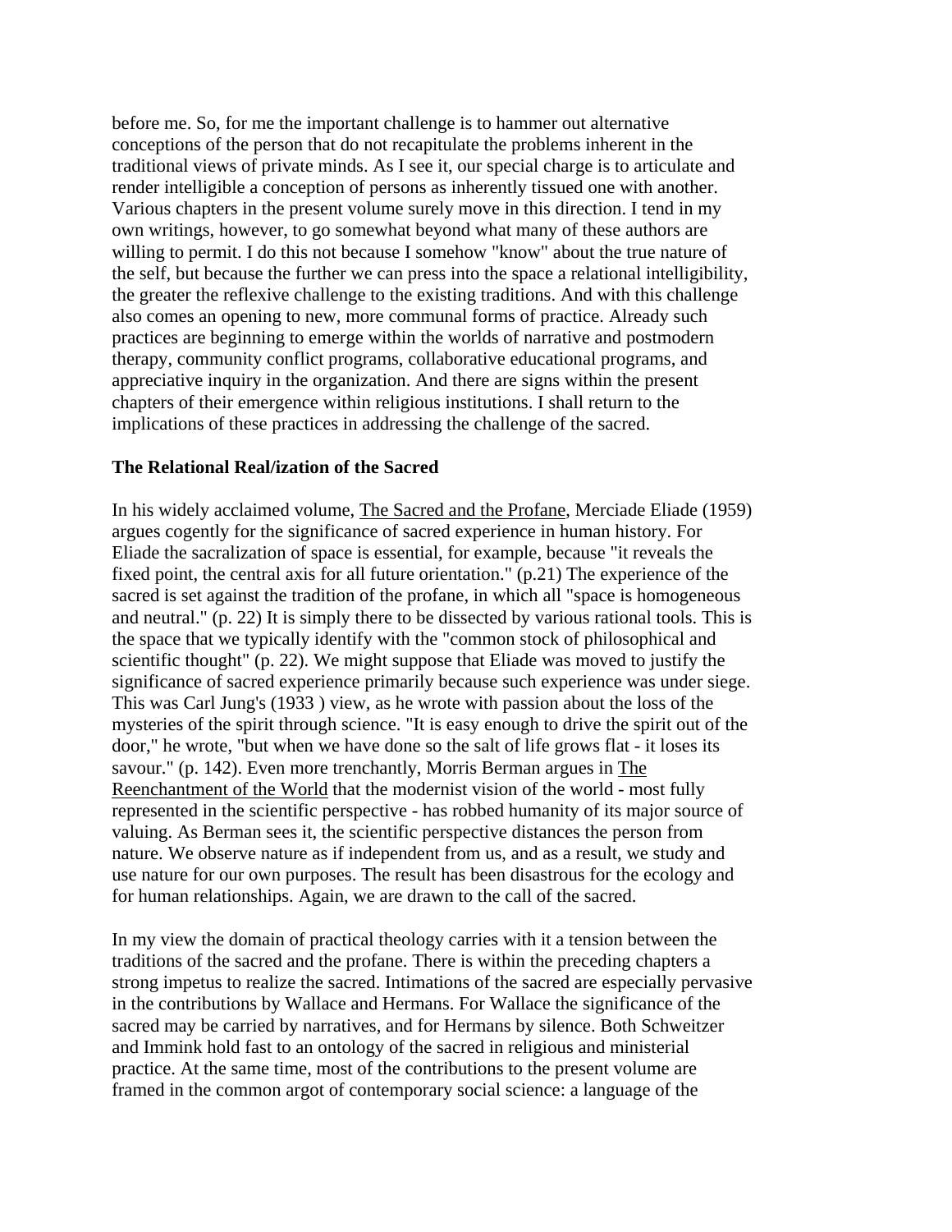before me. So, for me the important challenge is to hammer out alternative conceptions of the person that do not recapitulate the problems inherent in the traditional views of private minds. As I see it, our special charge is to articulate and render intelligible a conception of persons as inherently tissued one with another. Various chapters in the present volume surely move in this direction. I tend in my own writings, however, to go somewhat beyond what many of these authors are willing to permit. I do this not because I somehow "know" about the true nature of the self, but because the further we can press into the space a relational intelligibility, the greater the reflexive challenge to the existing traditions. And with this challenge also comes an opening to new, more communal forms of practice. Already such practices are beginning to emerge within the worlds of narrative and postmodern therapy, community conflict programs, collaborative educational programs, and appreciative inquiry in the organization. And there are signs within the present chapters of their emergence within religious institutions. I shall return to the implications of these practices in addressing the challenge of the sacred.

**The Relational Real/ization of the Sacred**

In his widely acclaimed volume, The Sacred and the Profane, Merciade Eliade (1959) argues cogently for the significance of sacred experience in human history. For Eliade the sacralization of space is essential, for example, because "it reveals the fixed point, the central axis for all future orientation." (p.21) The experience of the sacred is set against the tradition of the profane, in which all "space is homogeneous and neutral." (p. 22) It is simply there to be dissected by various rational tools. This is the space that we typically identify with the "common stock of philosophical and scientific thought" (p. 22). We might suppose that Eliade was moved to justify the significance of sacred experience primarily because such experience was under siege. This was Carl Jung's (1933 ) view, as he wrote with passion about the loss of the mysteries of the spirit through science. "It is easy enough to drive the spirit out of the door," he wrote, "but when we have done so the salt of life grows flat - it loses its savour." (p. 142). Even more trenchantly, Morris Berman argues in The Reenchantment of the World that the modernist vision of the world - most fully represented in the scientific perspective - has robbed humanity of its major source of valuing. As Berman sees it, the scientific perspective distances the person from nature. We observe nature as if independent from us, and as a result, we study and use nature for our own purposes. The result has been disastrous for the ecology and for human relationships. Again, we are drawn to the call of the sacred.

In my view the domain of practical theology carries with it a tension between the traditions of the sacred and the profane. There is within the preceding chapters a strong impetus to realize the sacred. Intimations of the sacred are especially pervasive in the contributions by Wallace and Hermans. For Wallace the significance of the sacred may be carried by narratives, and for Hermans by silence. Both Schweitzer and Immink hold fast to an ontology of the sacred in religious and ministerial practice. At the same time, most of the contributions to the present volume are framed in the common argot of contemporary social science: a language of the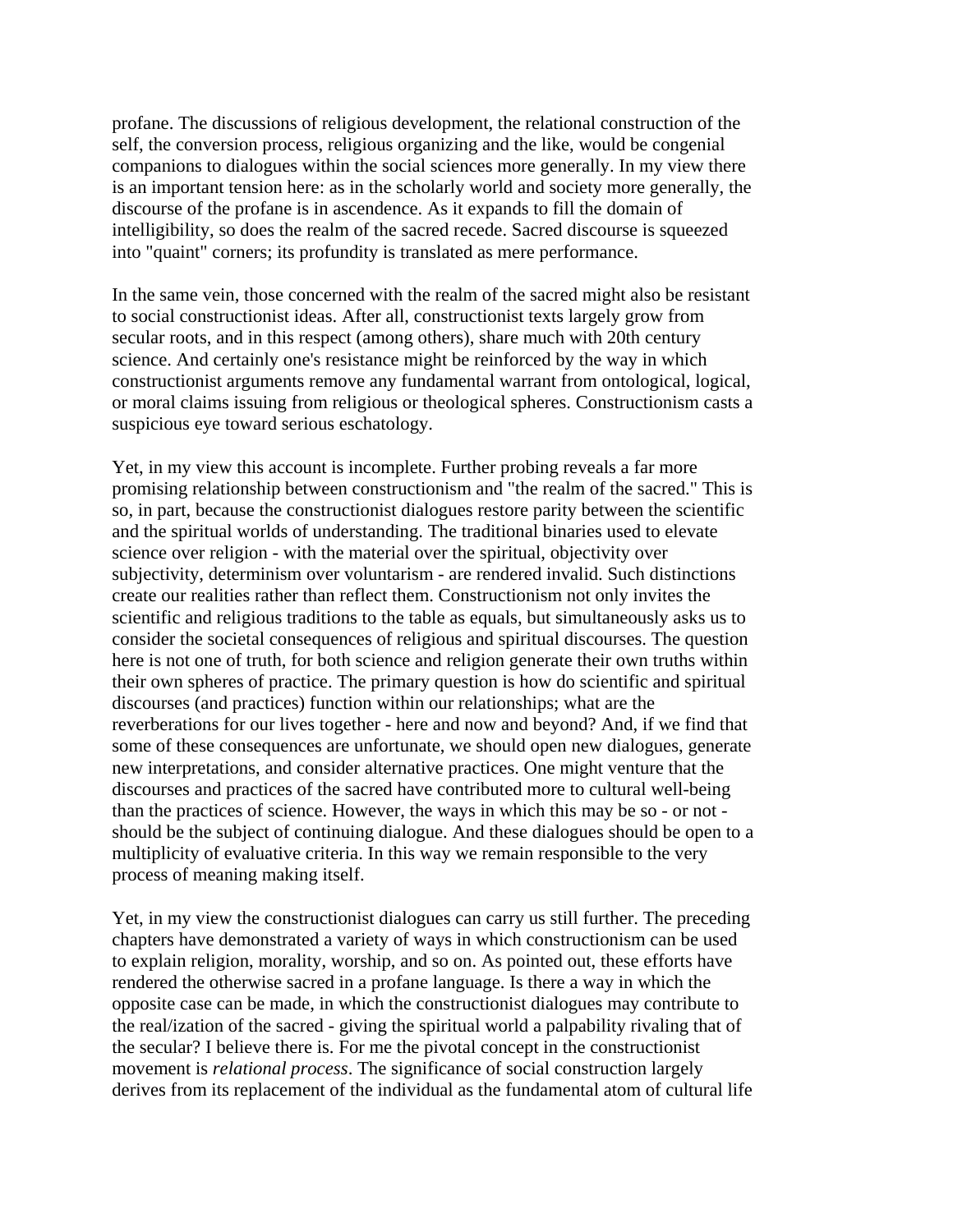profane. The discussions of religious development, the relational construction of the self, the conversion process, religious organizing and the like, would be congenial companions to dialogues within the social sciences more generally. In my view there is an important tension here: as in the scholarly world and society more generally, the discourse of the profane is in ascendence. As it expands to fill the domain of intelligibility, so does the realm of the sacred recede. Sacred discourse is squeezed into "quaint" corners; its profundity is translated as mere performance.

In the same vein, those concerned with the realm of the sacred might also be resistant to social constructionist ideas. After all, constructionist texts largely grow from secular roots, and in this respect (among others), share much with 20th century science. And certainly one's resistance might be reinforced by the way in which constructionist arguments remove any fundamental warrant from ontological, logical, or moral claims issuing from religious or theological spheres. Constructionism casts a suspicious eye toward serious eschatology.

Yet, in my view this account is incomplete. Further probing reveals a far more promising relationship between constructionism and "the realm of the sacred." This is so, in part, because the constructionist dialogues restore parity between the scientific and the spiritual worlds of understanding. The traditional binaries used to elevate science over religion - with the material over the spiritual, objectivity over subjectivity, determinism over voluntarism - are rendered invalid. Such distinctions create our realities rather than reflect them. Constructionism not only invites the scientific and religious traditions to the table as equals, but simultaneously asks us to consider the societal consequences of religious and spiritual discourses. The question here is not one of truth, for both science and religion generate their own truths within their own spheres of practice. The primary question is how do scientific and spiritual discourses (and practices) function within our relationships; what are the reverberations for our lives together - here and now and beyond? And, if we find that some of these consequences are unfortunate, we should open new dialogues, generate new interpretations, and consider alternative practices. One might venture that the discourses and practices of the sacred have contributed more to cultural well-being than the practices of science. However, the ways in which this may be so - or not - should be the subject of continuing dialogue. And these dialogues should be open to a multiplicity of evaluative criteria. In this way we remain responsible to the very process of meaning making itself.

Yet, in my view the constructionist dialogues can carry us still further. The preceding chapters have demonstrated a variety of ways in which constructionism can be used to explain religion, morality, worship, and so on. As pointed out, these efforts have rendered the otherwise sacred in a profane language. Is there a way in which the opposite case can be made, in which the constructionist dialogues may contribute to the real/ization of the sacred - giving the spiritual world a palpability rivaling that of the secular? I believe there is. For me the pivotal concept in the constructionist movement is *relational process*. The significance of social construction largely derives from its replacement of the individual as the fundamental atom of cultural life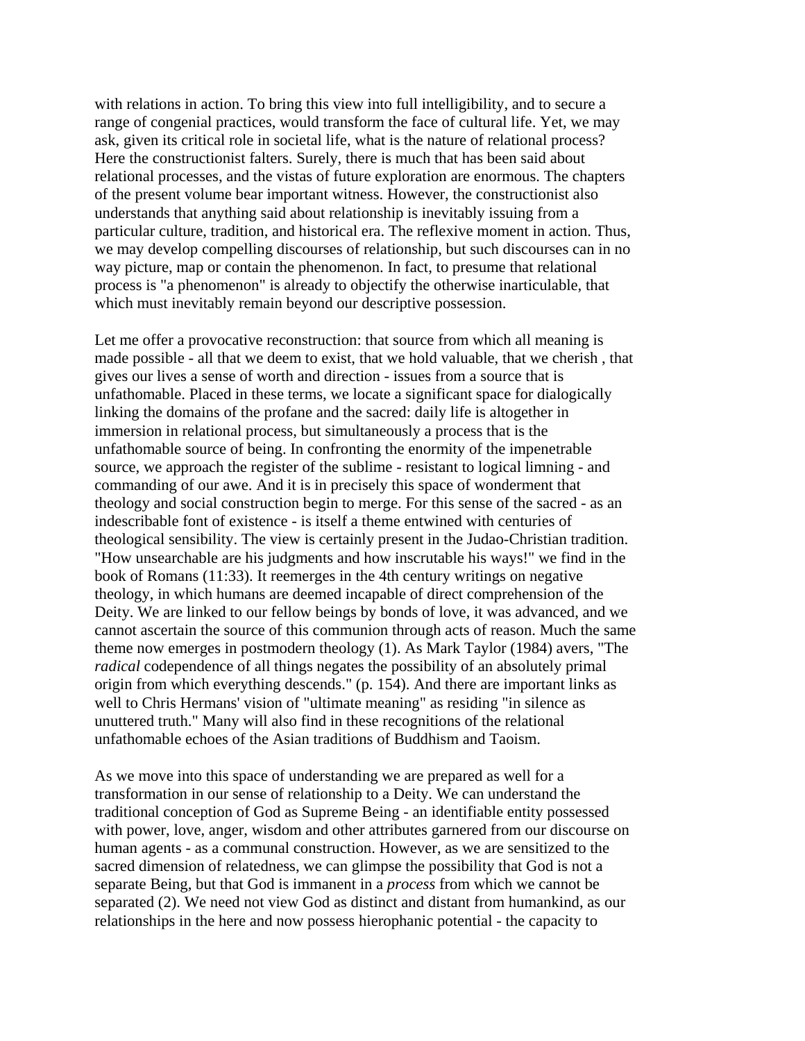with relations in action. To bring this view into full intelligibility, and to secure a range of congenial practices, would transform the face of cultural life. Yet, we may ask, given its critical role in societal life, what is the nature of relational process? Here the constructionist falters. Surely, there is much that has been said about relational processes, and the vistas of future exploration are enormous. The chapters of the present volume bear important witness. However, the constructionist also understands that anything said about relationship is inevitably issuing from a particular culture, tradition, and historical era. The reflexive moment in action. Thus, we may develop compelling discourses of relationship, but such discourses can in no way picture, map or contain the phenomenon. In fact, to presume that relational process is "a phenomenon" is already to objectify the otherwise inarticulable, that which must inevitably remain beyond our descriptive possession.

Let me offer a provocative reconstruction: that source from which all meaning is made possible - all that we deem to exist, that we hold valuable, that we cherish , that gives our lives a sense of worth and direction - issues from a source that is unfathomable. Placed in these terms, we locate a significant space for dialogically linking the domains of the profane and the sacred: daily life is altogether in immersion in relational process, but simultaneously a process that is the unfathomable source of being. In confronting the enormity of the impenetrable source, we approach the register of the sublime - resistant to logical limning - and commanding of our awe. And it is in precisely this space of wonderment that theology and social construction begin to merge. For this sense of the sacred - as an indescribable font of existence - is itself a theme entwined with centuries of theological sensibility. The view is certainly present in the Judao-Christian tradition. "How unsearchable are his judgments and how inscrutable his ways!" we find in the book of Romans (11:33). It reemerges in the 4th century writings on negative theology, in which humans are deemed incapable of direct comprehension of the Deity. We are linked to our fellow beings by bonds of love, it was advanced, and we cannot ascertain the source of this communion through acts of reason. Much the same theme now emerges in postmodern theology (1). As Mark Taylor (1984) avers, "The *radical* codependence of all things negates the possibility of an absolutely primal origin from which everything descends." (p. 154). And there are important links as well to Chris Hermans' vision of "ultimate meaning" as residing "in silence as unuttered truth." Many will also find in these recognitions of the relational unfathomable echoes of the Asian traditions of Buddhism and Taoism.

As we move into this space of understanding we are prepared as well for a transformation in our sense of relationship to a Deity. We can understand the traditional conception of God as Supreme Being - an identifiable entity possessed with power, love, anger, wisdom and other attributes garnered from our discourse on human agents - as a communal construction. However, as we are sensitized to the sacred dimension of relatedness, we can glimpse the possibility that God is not a separate Being, but that God is immanent in a *process* from which we cannot be separated (2). We need not view God as distinct and distant from humankind, as our relationships in the here and now possess hierophanic potential - the capacity to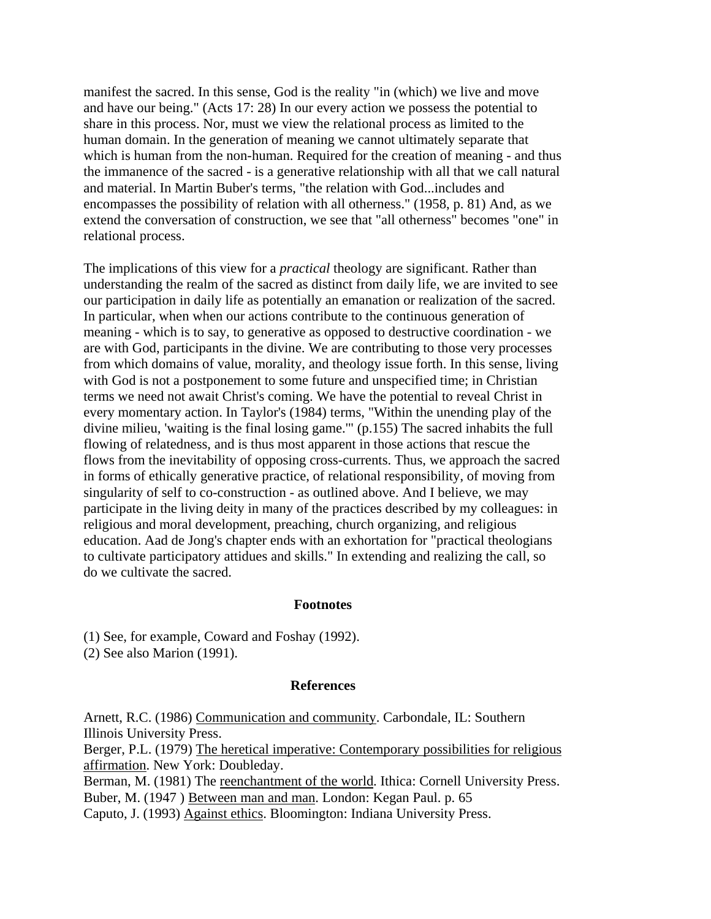manifest the sacred. In this sense, God is the reality "in (which) we live and move and have our being." (Acts 17: 28) In our every action we possess the potential to share in this process. Nor, must we view the relational process as limited to the human domain. In the generation of meaning we cannot ultimately separate that which is human from the non-human. Required for the creation of meaning - and thus the immanence of the sacred - is a generative relationship with all that we call natural and material. In Martin Buber's terms, "the relation with God...includes and encompasses the possibility of relation with all otherness." (1958, p. 81) And, as we extend the conversation of construction, we see that "all otherness" becomes "one" in relational process.

The implications of this view for a *practical* theology are significant. Rather than understanding the realm of the sacred as distinct from daily life, we are invited to see our participation in daily life as potentially an emanation or realization of the sacred. In particular, when when our actions contribute to the continuous generation of meaning - which is to say, to generative as opposed to destructive coordination - we are with God, participants in the divine. We are contributing to those very processes from which domains of value, morality, and theology issue forth. In this sense, living with God is not a postponement to some future and unspecified time; in Christian terms we need not await Christ's coming. We have the potential to reveal Christ in every momentary action. In Taylor's (1984) terms, "Within the unending play of the divine milieu, 'waiting is the final losing game.'" (p.155) The sacred inhabits the full flowing of relatedness, and is thus most apparent in those actions that rescue the flows from the inevitability of opposing cross-currents. Thus, we approach the sacred in forms of ethically generative practice, of relational responsibility, of moving from singularity of self to co-construction - as outlined above. And I believe, we may participate in the living deity in many of the practices described by my colleagues: in religious and moral development, preaching, church organizing, and religious education. Aad de Jong's chapter ends with an exhortation for "practical theologians to cultivate participatory attidues and skills." In extending and realizing the call, so do we cultivate the sacred.

### Footnotes

(1) See, for example, Coward and Foshay (1992).
(2) See also Marion (1991).

### References

Arnett, R.C. (1986) Communication and community. Carbondale, IL: Southern Illinois University Press.
Berger, P.L. (1979) The heretical imperative: Contemporary possibilities for religious affirmation. New York: Doubleday.
Berman, M. (1981) The reenchantment of the world. Ithica: Cornell University Press.
Buber, M. (1947 ) Between man and man. London: Kegan Paul. p. 65
Caputo, J. (1993) Against ethics. Bloomington: Indiana University Press.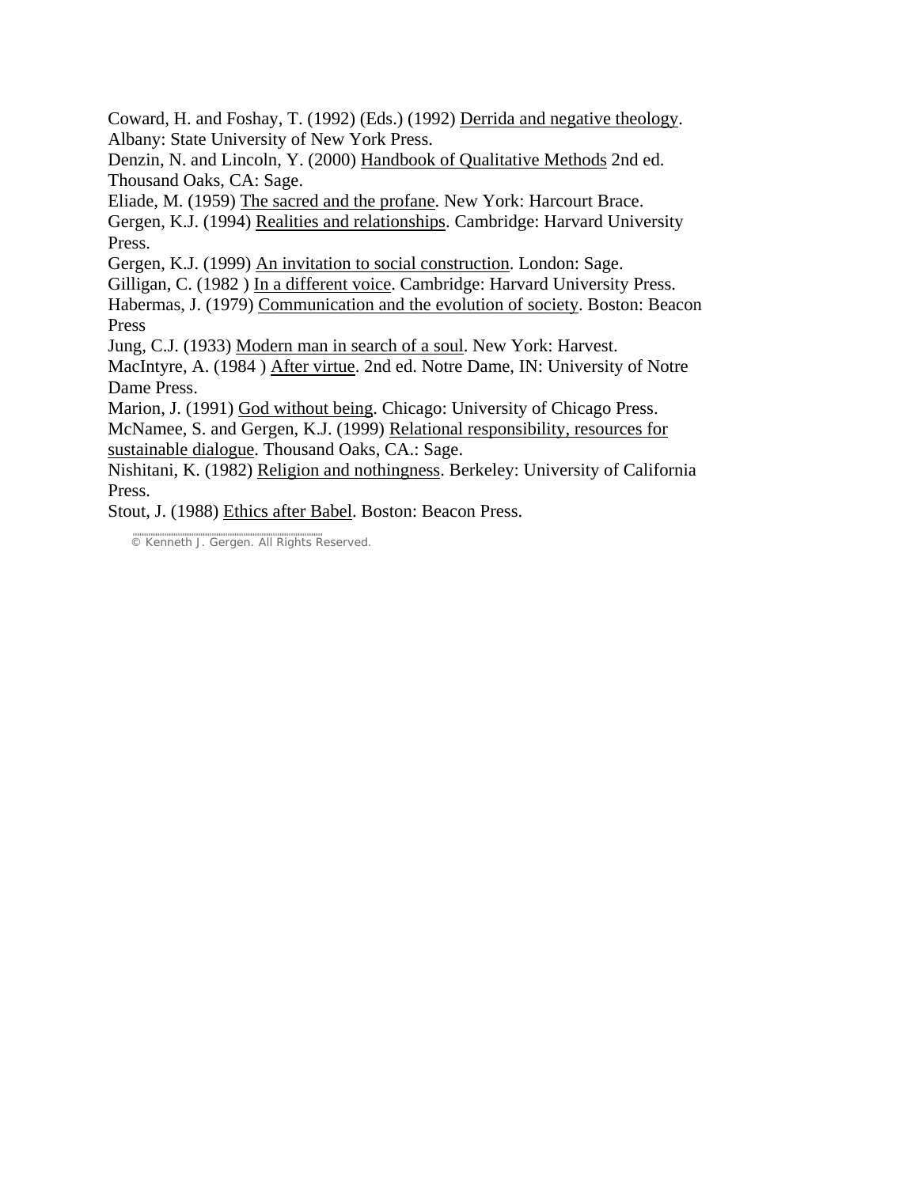Coward, H. and Foshay, T. (1992) (Eds.) (1992) Derrida and negative theology. Albany: State University of New York Press.

Denzin, N. and Lincoln, Y. (2000) Handbook of Qualitative Methods 2nd ed. Thousand Oaks, CA: Sage.

Eliade, M. (1959) The sacred and the profane. New York: Harcourt Brace.

Gergen, K.J. (1994) Realities and relationships. Cambridge: Harvard University Press.

Gergen, K.J. (1999) An invitation to social construction. London: Sage.

Gilligan, C. (1982 ) In a different voice. Cambridge: Harvard University Press.

Habermas, J. (1979) Communication and the evolution of society. Boston: Beacon Press

Jung, C.J. (1933) Modern man in search of a soul. New York: Harvest.

MacIntyre, A. (1984 ) After virtue. 2nd ed. Notre Dame, IN: University of Notre Dame Press.

Marion, J. (1991) God without being. Chicago: University of Chicago Press.

McNamee, S. and Gergen, K.J. (1999) Relational responsibility, resources for sustainable dialogue. Thousand Oaks, CA.: Sage.

Nishitani, K. (1982) Religion and nothingness. Berkeley: University of California Press.

Stout, J. (1988) Ethics after Babel. Boston: Beacon Press.

© Kenneth J. Gergen. All Rights Reserved.